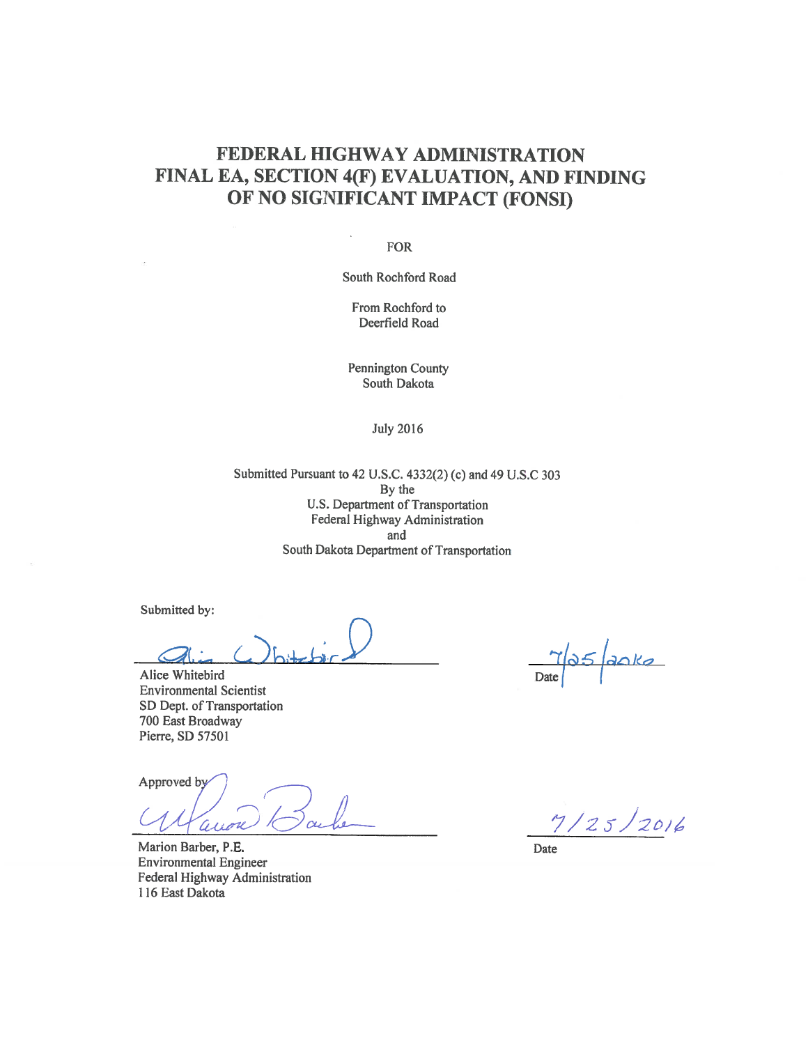# FEDERAL HIGHWAY ADMINISTRATION FINAL EA, SECTION 4(F) EVALUATION, AND FINDING OF NO SIGNIFICANT IMPACT (FONSI)

FOR

South Rochford Road

From Rochford to
Deerfield Road

Pennington County
South Dakota

July 2016

Submitted Pursuant to 42 U.S.C. 4332(2) (c) and 49 U.S.C 303
By the
U.S. Department of Transportation
Federal Highway Administration
and
South Dakota Department of Transportation

Submitted by:

Alice Whitebird
Environmental Scientist
SD Dept. of Transportation
700 East Broadway
Pierre, SD 57501

Date: 7/25/2016

Approved by

Marion Barber, P.E.
Environmental Engineer
Federal Highway Administration
116 East Dakota

Date: 7/25/2016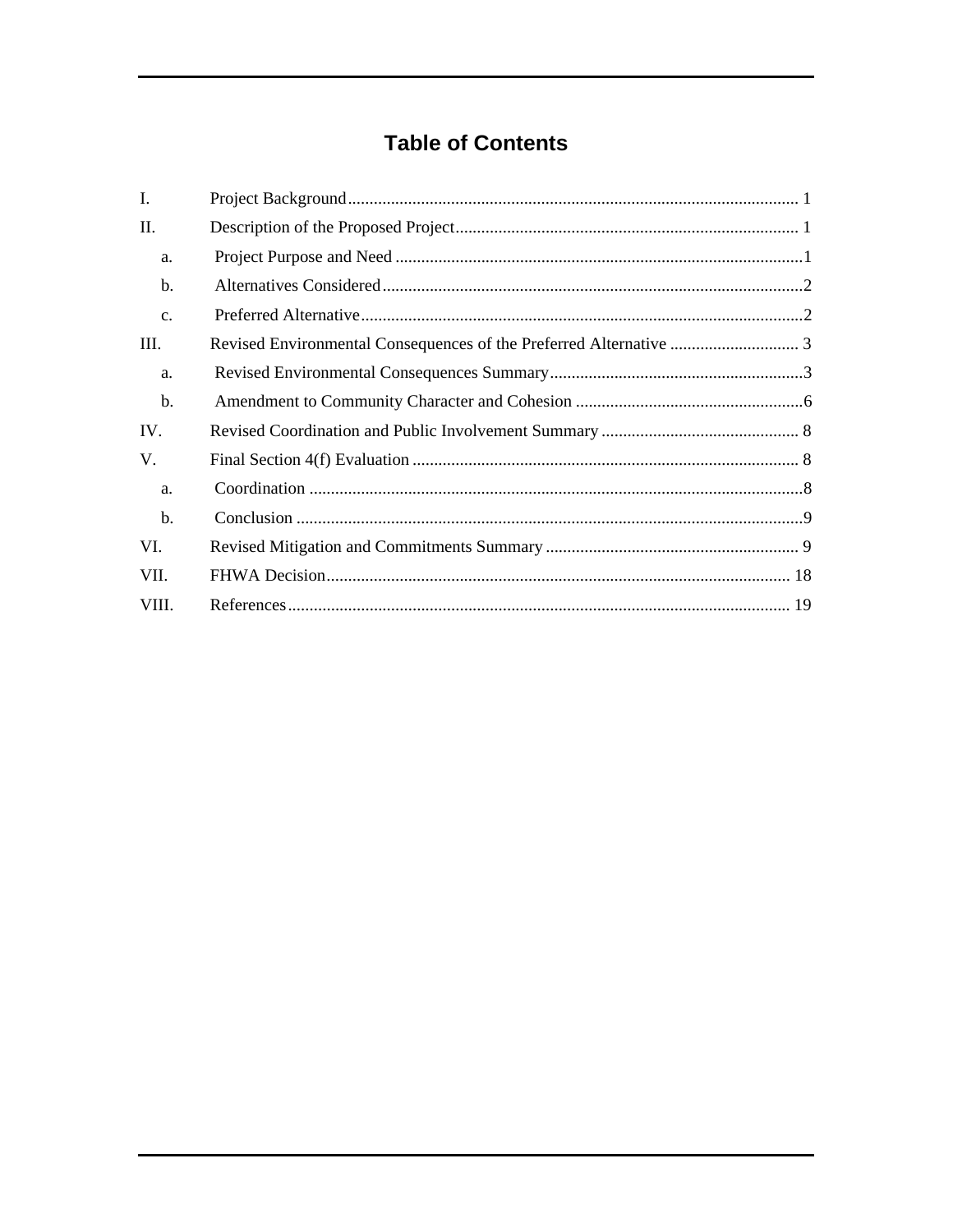# Table of Contents

I. Project Background ........................................................................................................ 1

II. Description of the Proposed Project ................................................................................ 1

- a. Project Purpose and Need ..............................................................................................1
- b. Alternatives Considered .................................................................................................2
- c. Preferred Alternative ......................................................................................................2

III. Revised Environmental Consequences of the Preferred Alternative .............................. 3

- a. Revised Environmental Consequences Summary ...........................................................3
- b. Amendment to Community Character and Cohesion .....................................................6

IV. Revised Coordination and Public Involvement Summary .............................................. 8

V. Final Section 4(f) Evaluation .......................................................................................... 8

- a. Coordination ...................................................................................................................8
- b. Conclusion .....................................................................................................................9

VI. Revised Mitigation and Commitments Summary ........................................................... 9

VII. FHWA Decision ........................................................................................................... 18

VIII. References .................................................................................................................... 19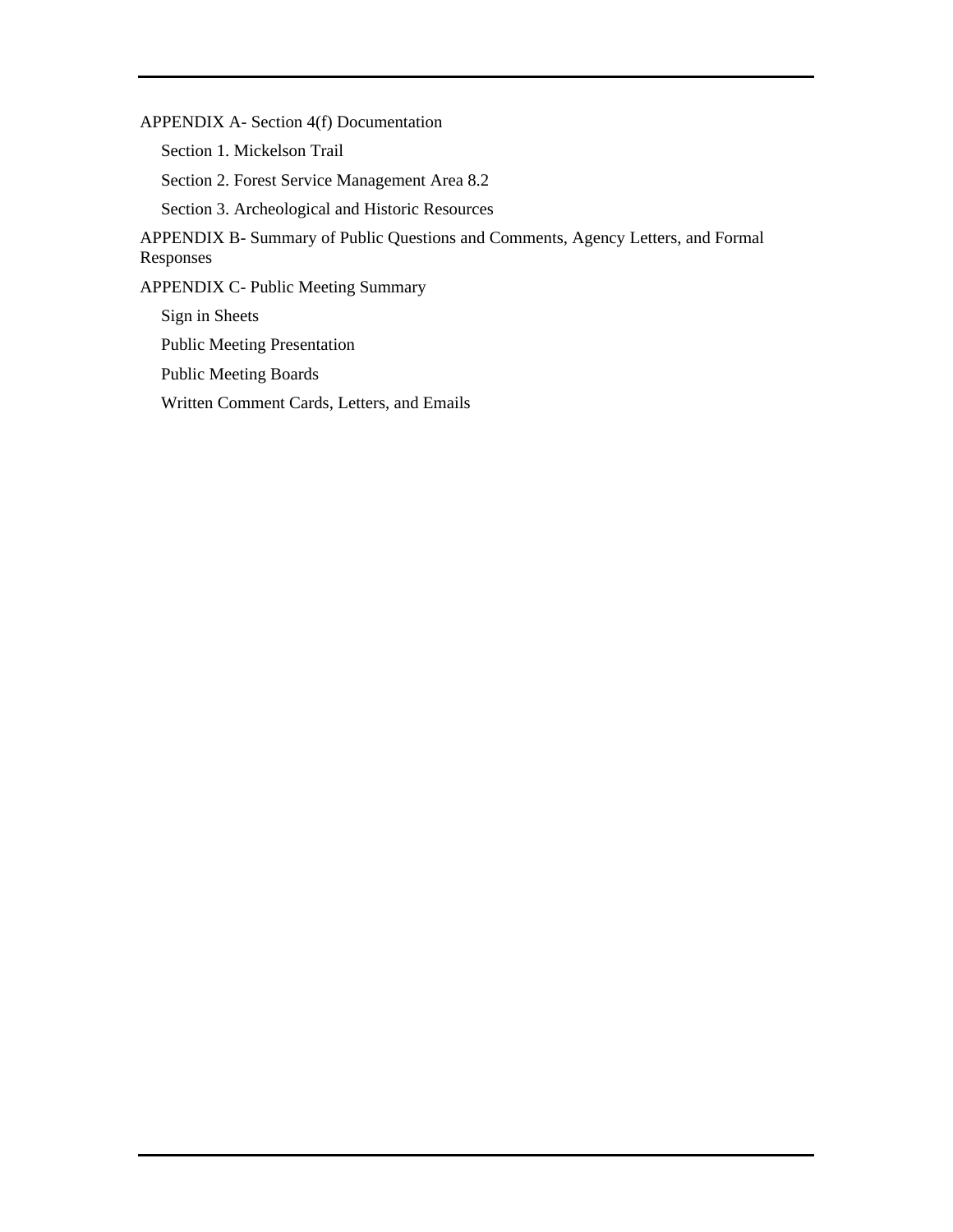APPENDIX A- Section 4(f) Documentation

- Section 1. Mickelson Trail
- Section 2. Forest Service Management Area 8.2
- Section 3. Archeological and Historic Resources

APPENDIX B- Summary of Public Questions and Comments, Agency Letters, and Formal Responses

APPENDIX C- Public Meeting Summary

- Sign in Sheets
- Public Meeting Presentation
- Public Meeting Boards
- Written Comment Cards, Letters, and Emails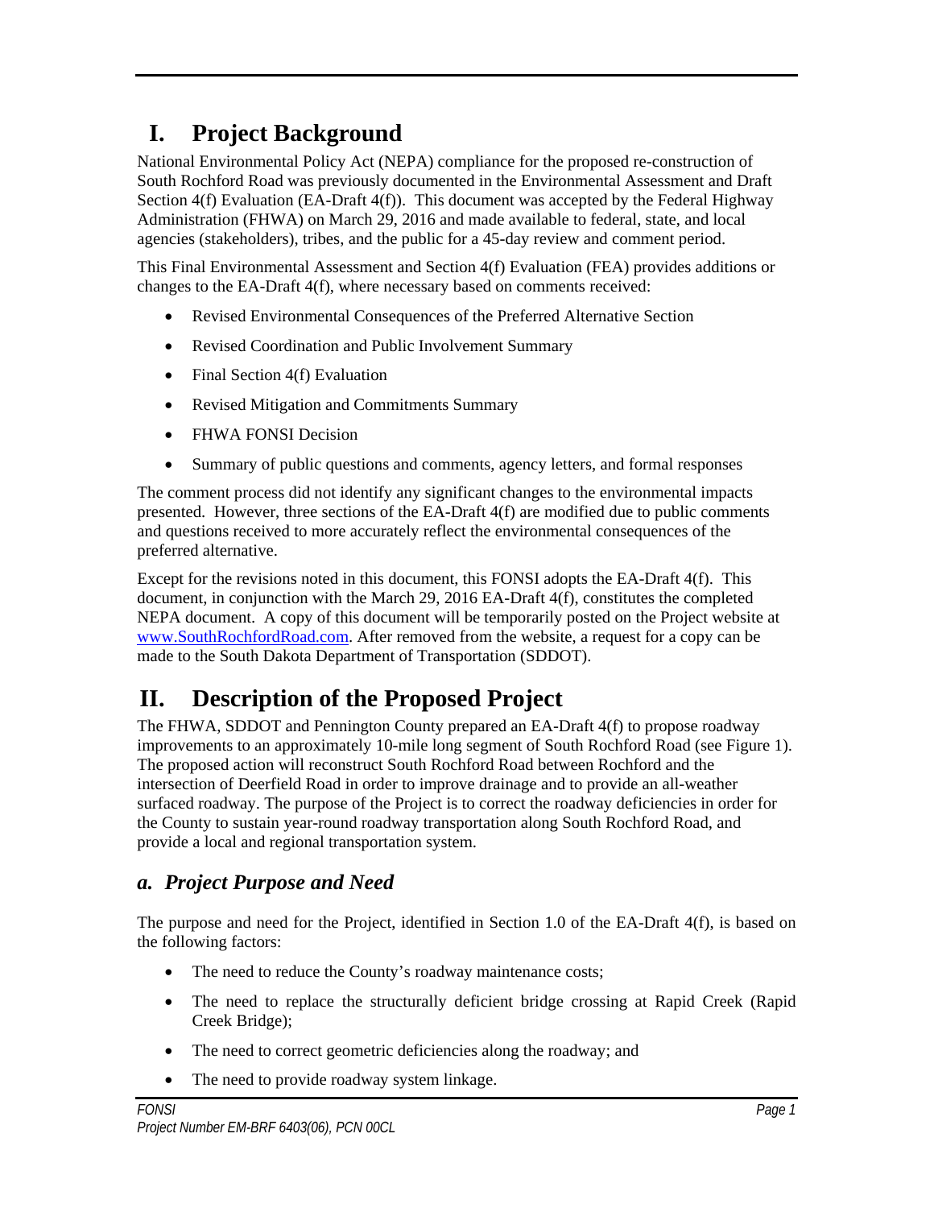# I. Project Background

National Environmental Policy Act (NEPA) compliance for the proposed re-construction of South Rochford Road was previously documented in the Environmental Assessment and Draft Section 4(f) Evaluation (EA-Draft 4(f)). This document was accepted by the Federal Highway Administration (FHWA) on March 29, 2016 and made available to federal, state, and local agencies (stakeholders), tribes, and the public for a 45-day review and comment period.

This Final Environmental Assessment and Section 4(f) Evaluation (FEA) provides additions or changes to the EA-Draft 4(f), where necessary based on comments received:

- Revised Environmental Consequences of the Preferred Alternative Section
- Revised Coordination and Public Involvement Summary
- Final Section 4(f) Evaluation
- Revised Mitigation and Commitments Summary
- FHWA FONSI Decision
- Summary of public questions and comments, agency letters, and formal responses

The comment process did not identify any significant changes to the environmental impacts presented. However, three sections of the EA-Draft 4(f) are modified due to public comments and questions received to more accurately reflect the environmental consequences of the preferred alternative.

Except for the revisions noted in this document, this FONSI adopts the EA-Draft 4(f). This document, in conjunction with the March 29, 2016 EA-Draft 4(f), constitutes the completed NEPA document. A copy of this document will be temporarily posted on the Project website at [www.SouthRochfordRoad.com](www.SouthRochfordRoad.com). After removed from the website, a request for a copy can be made to the South Dakota Department of Transportation (SDDOT).

# II. Description of the Proposed Project

The FHWA, SDDOT and Pennington County prepared an EA-Draft 4(f) to propose roadway improvements to an approximately 10-mile long segment of South Rochford Road (see Figure 1). The proposed action will reconstruct South Rochford Road between Rochford and the intersection of Deerfield Road in order to improve drainage and to provide an all-weather surfaced roadway. The purpose of the Project is to correct the roadway deficiencies in order for the County to sustain year-round roadway transportation along South Rochford Road, and provide a local and regional transportation system.

## *a. Project Purpose and Need*

The purpose and need for the Project, identified in Section 1.0 of the EA-Draft 4(f), is based on the following factors:

- The need to reduce the County's roadway maintenance costs;
- The need to replace the structurally deficient bridge crossing at Rapid Creek (Rapid Creek Bridge);
- The need to correct geometric deficiencies along the roadway; and
- The need to provide roadway system linkage.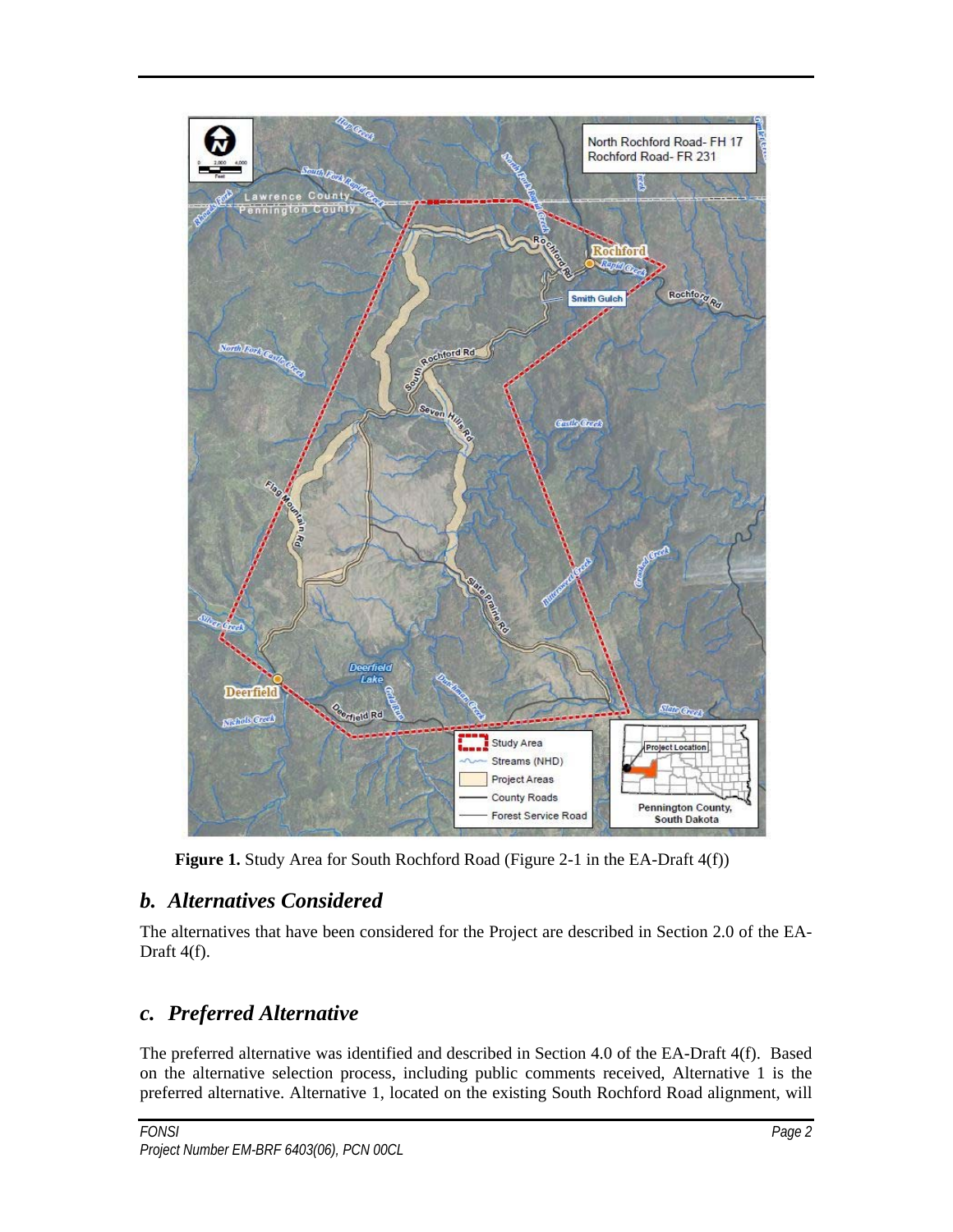**Figure 1.** Study Area for South Rochford Road (Figure 2-1 in the EA-Draft 4(f))

## *b. Alternatives Considered*

The alternatives that have been considered for the Project are described in Section 2.0 of the EA-Draft 4(f).

## *c. Preferred Alternative*

The preferred alternative was identified and described in Section 4.0 of the EA-Draft 4(f). Based on the alternative selection process, including public comments received, Alternative 1 is the preferred alternative. Alternative 1, located on the existing South Rochford Road alignment, will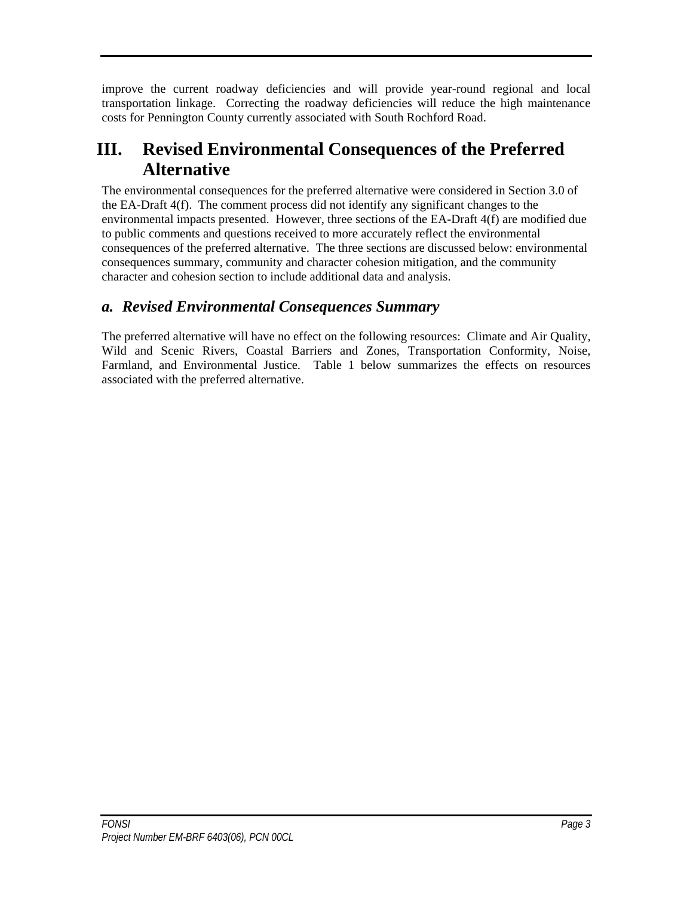improve the current roadway deficiencies and will provide year-round regional and local transportation linkage. Correcting the roadway deficiencies will reduce the high maintenance costs for Pennington County currently associated with South Rochford Road.

# III. Revised Environmental Consequences of the Preferred Alternative

The environmental consequences for the preferred alternative were considered in Section 3.0 of the EA-Draft 4(f). The comment process did not identify any significant changes to the environmental impacts presented. However, three sections of the EA-Draft 4(f) are modified due to public comments and questions received to more accurately reflect the environmental consequences of the preferred alternative. The three sections are discussed below: environmental consequences summary, community and character cohesion mitigation, and the community character and cohesion section to include additional data and analysis.

## *a. Revised Environmental Consequences Summary*

The preferred alternative will have no effect on the following resources: Climate and Air Quality, Wild and Scenic Rivers, Coastal Barriers and Zones, Transportation Conformity, Noise, Farmland, and Environmental Justice. Table 1 below summarizes the effects on resources associated with the preferred alternative.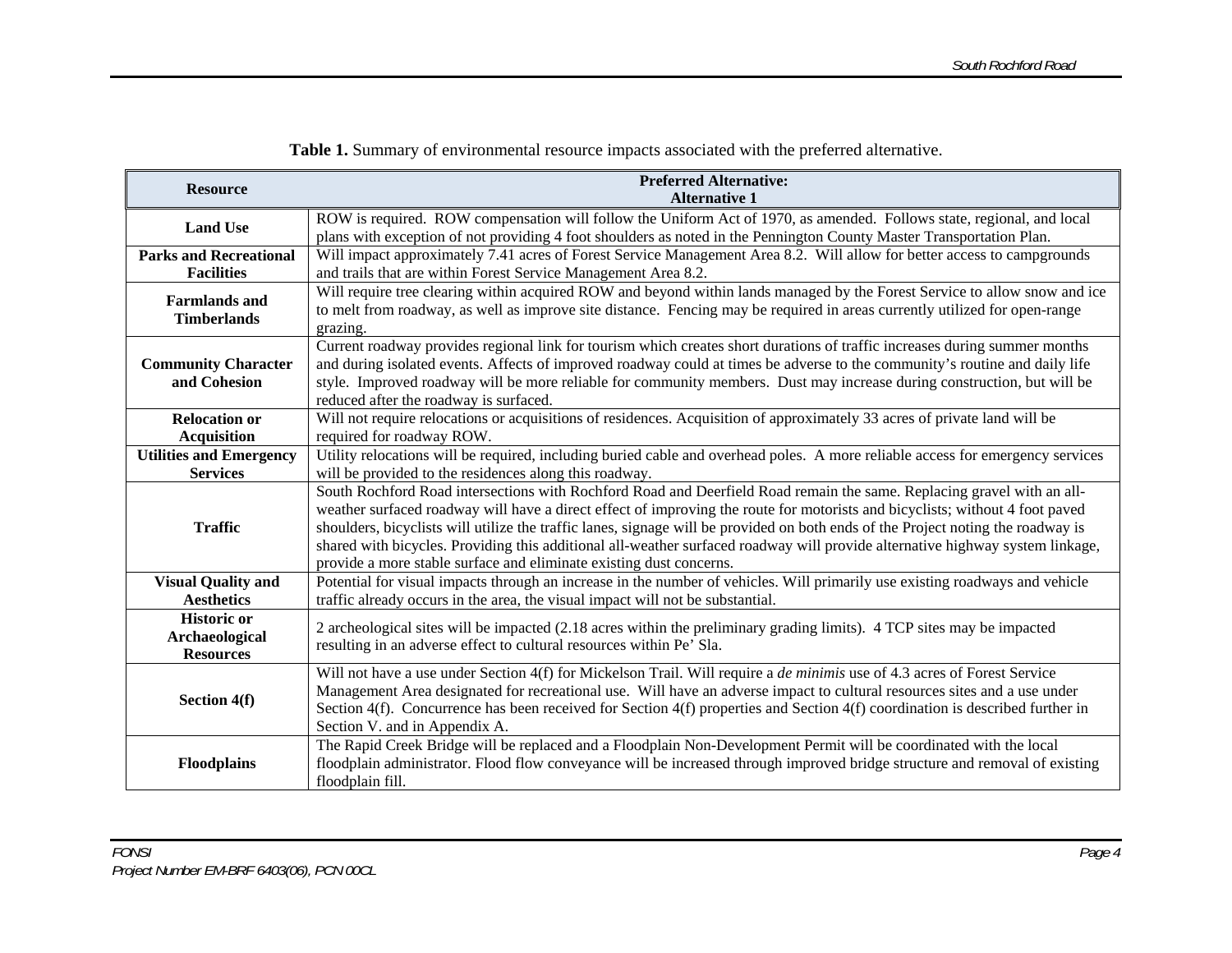**Table 1.** Summary of environmental resource impacts associated with the preferred alternative.

| Resource | Preferred Alternative: Alternative 1 |
|---|---|
| **Land Use** | ROW is required. ROW compensation will follow the Uniform Act of 1970, as amended. Follows state, regional, and local plans with exception of not providing 4 foot shoulders as noted in the Pennington County Master Transportation Plan. |
| **Parks and Recreational Facilities** | Will impact approximately 7.41 acres of Forest Service Management Area 8.2. Will allow for better access to campgrounds and trails that are within Forest Service Management Area 8.2. |
| **Farmlands and Timberlands** | Will require tree clearing within acquired ROW and beyond within lands managed by the Forest Service to allow snow and ice to melt from roadway, as well as improve site distance. Fencing may be required in areas currently utilized for open-range grazing. |
| **Community Character and Cohesion** | Current roadway provides regional link for tourism which creates short durations of traffic increases during summer months and during isolated events. Affects of improved roadway could at times be adverse to the community's routine and daily life style. Improved roadway will be more reliable for community members. Dust may increase during construction, but will be reduced after the roadway is surfaced. |
| **Relocation or Acquisition** | Will not require relocations or acquisitions of residences. Acquisition of approximately 33 acres of private land will be required for roadway ROW. |
| **Utilities and Emergency Services** | Utility relocations will be required, including buried cable and overhead poles. A more reliable access for emergency services will be provided to the residences along this roadway. |
| **Traffic** | South Rochford Road intersections with Rochford Road and Deerfield Road remain the same. Replacing gravel with an all-weather surfaced roadway will have a direct effect of improving the route for motorists and bicyclists; without 4 foot paved shoulders, bicyclists will utilize the traffic lanes, signage will be provided on both ends of the Project noting the roadway is shared with bicycles. Providing this additional all-weather surfaced roadway will provide alternative highway system linkage, provide a more stable surface and eliminate existing dust concerns. |
| **Visual Quality and Aesthetics** | Potential for visual impacts through an increase in the number of vehicles. Will primarily use existing roadways and vehicle traffic already occurs in the area, the visual impact will not be substantial. |
| **Historic or Archaeological Resources** | 2 archeological sites will be impacted (2.18 acres within the preliminary grading limits). 4 TCP sites may be impacted resulting in an adverse effect to cultural resources within Pe' Sla. |
| **Section 4(f)** | Will not have a use under Section 4(f) for Mickelson Trail. Will require a *de minimis* use of 4.3 acres of Forest Service Management Area designated for recreational use. Will have an adverse impact to cultural resources sites and a use under Section 4(f). Concurrence has been received for Section 4(f) properties and Section 4(f) coordination is described further in Section V. and in Appendix A. |
| **Floodplains** | The Rapid Creek Bridge will be replaced and a Floodplain Non-Development Permit will be coordinated with the local floodplain administrator. Flood flow conveyance will be increased through improved bridge structure and removal of existing floodplain fill. |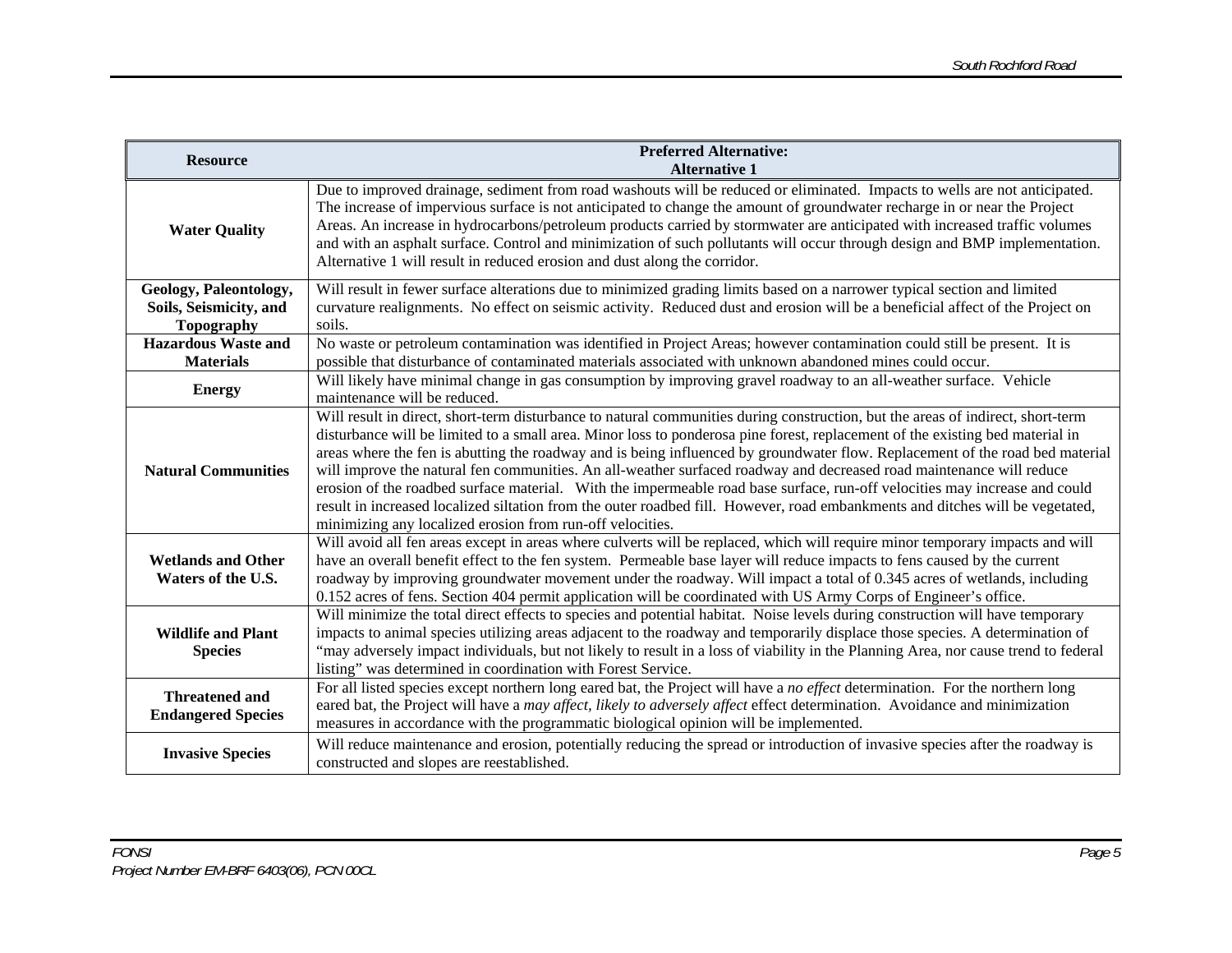| Resource | Preferred Alternative: Alternative 1 |
|---|---|
| **Water Quality** | Due to improved drainage, sediment from road washouts will be reduced or eliminated. Impacts to wells are not anticipated. The increase of impervious surface is not anticipated to change the amount of groundwater recharge in or near the Project Areas. An increase in hydrocarbons/petroleum products carried by stormwater are anticipated with increased traffic volumes and with an asphalt surface. Control and minimization of such pollutants will occur through design and BMP implementation. Alternative 1 will result in reduced erosion and dust along the corridor. |
| **Geology, Paleontology, Soils, Seismicity, and Topography** | Will result in fewer surface alterations due to minimized grading limits based on a narrower typical section and limited curvature realignments. No effect on seismic activity. Reduced dust and erosion will be a beneficial affect of the Project on soils. |
| **Hazardous Waste and Materials** | No waste or petroleum contamination was identified in Project Areas; however contamination could still be present. It is possible that disturbance of contaminated materials associated with unknown abandoned mines could occur. |
| **Energy** | Will likely have minimal change in gas consumption by improving gravel roadway to an all-weather surface. Vehicle maintenance will be reduced. |
| **Natural Communities** | Will result in direct, short-term disturbance to natural communities during construction, but the areas of indirect, short-term disturbance will be limited to a small area. Minor loss to ponderosa pine forest, replacement of the existing bed material in areas where the fen is abutting the roadway and is being influenced by groundwater flow. Replacement of the road bed material will improve the natural fen communities. An all-weather surfaced roadway and decreased road maintenance will reduce erosion of the roadbed surface material. With the impermeable road base surface, run-off velocities may increase and could result in increased localized siltation from the outer roadbed fill. However, road embankments and ditches will be vegetated, minimizing any localized erosion from run-off velocities. |
| **Wetlands and Other Waters of the U.S.** | Will avoid all fen areas except in areas where culverts will be replaced, which will require minor temporary impacts and will have an overall benefit effect to the fen system. Permeable base layer will reduce impacts to fens caused by the current roadway by improving groundwater movement under the roadway. Will impact a total of 0.345 acres of wetlands, including 0.152 acres of fens. Section 404 permit application will be coordinated with US Army Corps of Engineer's office. |
| **Wildlife and Plant Species** | Will minimize the total direct effects to species and potential habitat. Noise levels during construction will have temporary impacts to animal species utilizing areas adjacent to the roadway and temporarily displace those species. A determination of "may adversely impact individuals, but not likely to result in a loss of viability in the Planning Area, nor cause trend to federal listing" was determined in coordination with Forest Service. |
| **Threatened and Endangered Species** | For all listed species except northern long eared bat, the Project will have a *no effect* determination. For the northern long eared bat, the Project will have a *may affect, likely to adversely affect* effect determination. Avoidance and minimization measures in accordance with the programmatic biological opinion will be implemented. |
| **Invasive Species** | Will reduce maintenance and erosion, potentially reducing the spread or introduction of invasive species after the roadway is constructed and slopes are reestablished. |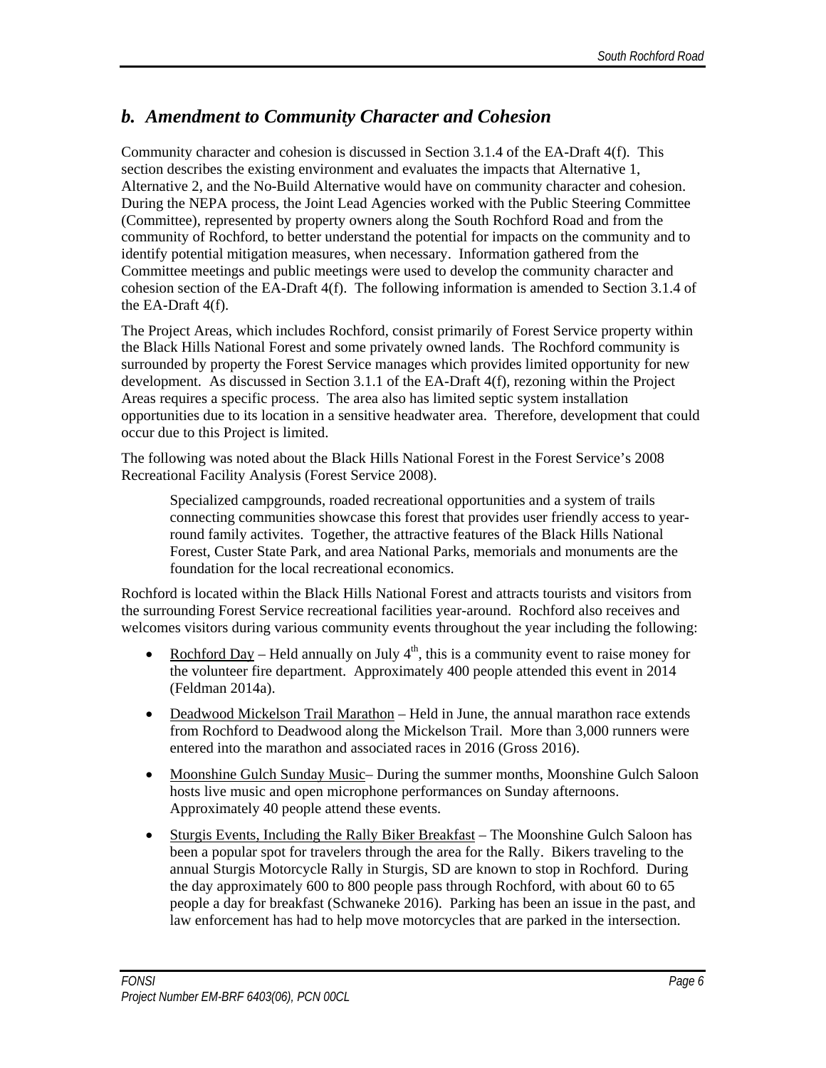## *b. Amendment to Community Character and Cohesion*

Community character and cohesion is discussed in Section 3.1.4 of the EA-Draft 4(f). This section describes the existing environment and evaluates the impacts that Alternative 1, Alternative 2, and the No-Build Alternative would have on community character and cohesion. During the NEPA process, the Joint Lead Agencies worked with the Public Steering Committee (Committee), represented by property owners along the South Rochford Road and from the community of Rochford, to better understand the potential for impacts on the community and to identify potential mitigation measures, when necessary. Information gathered from the Committee meetings and public meetings were used to develop the community character and cohesion section of the EA-Draft 4(f). The following information is amended to Section 3.1.4 of the EA-Draft 4(f).

The Project Areas, which includes Rochford, consist primarily of Forest Service property within the Black Hills National Forest and some privately owned lands. The Rochford community is surrounded by property the Forest Service manages which provides limited opportunity for new development. As discussed in Section 3.1.1 of the EA-Draft 4(f), rezoning within the Project Areas requires a specific process. The area also has limited septic system installation opportunities due to its location in a sensitive headwater area. Therefore, development that could occur due to this Project is limited.

The following was noted about the Black Hills National Forest in the Forest Service's 2008 Recreational Facility Analysis (Forest Service 2008).

> Specialized campgrounds, roaded recreational opportunities and a system of trails connecting communities showcase this forest that provides user friendly access to year-round family activites. Together, the attractive features of the Black Hills National Forest, Custer State Park, and area National Parks, memorials and monuments are the foundation for the local recreational economics.

Rochford is located within the Black Hills National Forest and attracts tourists and visitors from the surrounding Forest Service recreational facilities year-around. Rochford also receives and welcomes visitors during various community events throughout the year including the following:

- Rochford Day – Held annually on July 4th, this is a community event to raise money for the volunteer fire department. Approximately 400 people attended this event in 2014 (Feldman 2014a).
- Deadwood Mickelson Trail Marathon – Held in June, the annual marathon race extends from Rochford to Deadwood along the Mickelson Trail. More than 3,000 runners were entered into the marathon and associated races in 2016 (Gross 2016).
- Moonshine Gulch Sunday Music– During the summer months, Moonshine Gulch Saloon hosts live music and open microphone performances on Sunday afternoons. Approximately 40 people attend these events.
- Sturgis Events, Including the Rally Biker Breakfast – The Moonshine Gulch Saloon has been a popular spot for travelers through the area for the Rally. Bikers traveling to the annual Sturgis Motorcycle Rally in Sturgis, SD are known to stop in Rochford. During the day approximately 600 to 800 people pass through Rochford, with about 60 to 65 people a day for breakfast (Schwaneke 2016). Parking has been an issue in the past, and law enforcement has had to help move motorcycles that are parked in the intersection.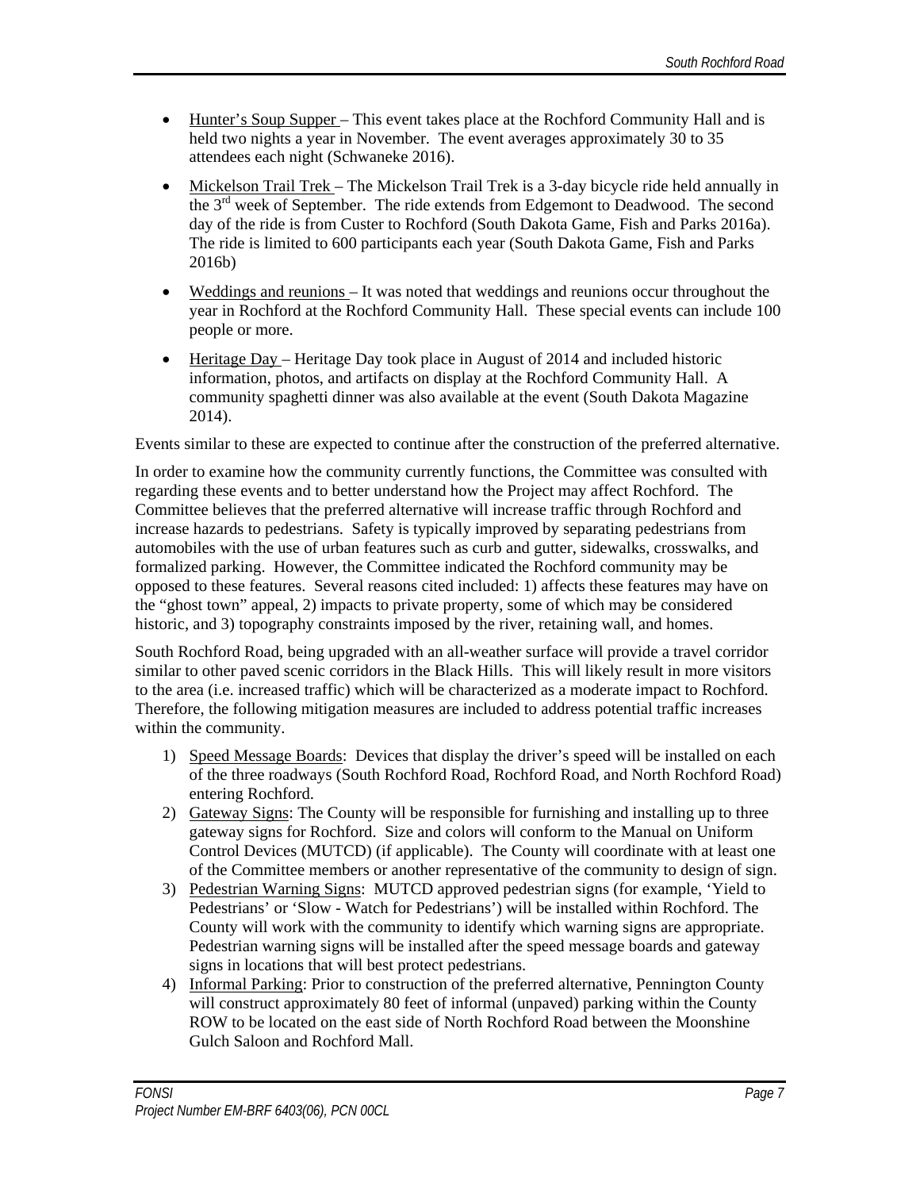- Hunter's Soup Supper – This event takes place at the Rochford Community Hall and is held two nights a year in November. The event averages approximately 30 to 35 attendees each night (Schwaneke 2016).
- Mickelson Trail Trek – The Mickelson Trail Trek is a 3-day bicycle ride held annually in the 3rd week of September. The ride extends from Edgemont to Deadwood. The second day of the ride is from Custer to Rochford (South Dakota Game, Fish and Parks 2016a). The ride is limited to 600 participants each year (South Dakota Game, Fish and Parks 2016b)
- Weddings and reunions – It was noted that weddings and reunions occur throughout the year in Rochford at the Rochford Community Hall. These special events can include 100 people or more.
- Heritage Day – Heritage Day took place in August of 2014 and included historic information, photos, and artifacts on display at the Rochford Community Hall. A community spaghetti dinner was also available at the event (South Dakota Magazine 2014).

Events similar to these are expected to continue after the construction of the preferred alternative.

In order to examine how the community currently functions, the Committee was consulted with regarding these events and to better understand how the Project may affect Rochford. The Committee believes that the preferred alternative will increase traffic through Rochford and increase hazards to pedestrians. Safety is typically improved by separating pedestrians from automobiles with the use of urban features such as curb and gutter, sidewalks, crosswalks, and formalized parking. However, the Committee indicated the Rochford community may be opposed to these features. Several reasons cited included: 1) affects these features may have on the "ghost town" appeal, 2) impacts to private property, some of which may be considered historic, and 3) topography constraints imposed by the river, retaining wall, and homes.

South Rochford Road, being upgraded with an all-weather surface will provide a travel corridor similar to other paved scenic corridors in the Black Hills. This will likely result in more visitors to the area (i.e. increased traffic) which will be characterized as a moderate impact to Rochford. Therefore, the following mitigation measures are included to address potential traffic increases within the community.

1) Speed Message Boards: Devices that display the driver's speed will be installed on each of the three roadways (South Rochford Road, Rochford Road, and North Rochford Road) entering Rochford.
2) Gateway Signs: The County will be responsible for furnishing and installing up to three gateway signs for Rochford. Size and colors will conform to the Manual on Uniform Control Devices (MUTCD) (if applicable). The County will coordinate with at least one of the Committee members or another representative of the community to design of sign.
3) Pedestrian Warning Signs: MUTCD approved pedestrian signs (for example, 'Yield to Pedestrians' or 'Slow - Watch for Pedestrians') will be installed within Rochford. The County will work with the community to identify which warning signs are appropriate. Pedestrian warning signs will be installed after the speed message boards and gateway signs in locations that will best protect pedestrians.
4) Informal Parking: Prior to construction of the preferred alternative, Pennington County will construct approximately 80 feet of informal (unpaved) parking within the County ROW to be located on the east side of North Rochford Road between the Moonshine Gulch Saloon and Rochford Mall.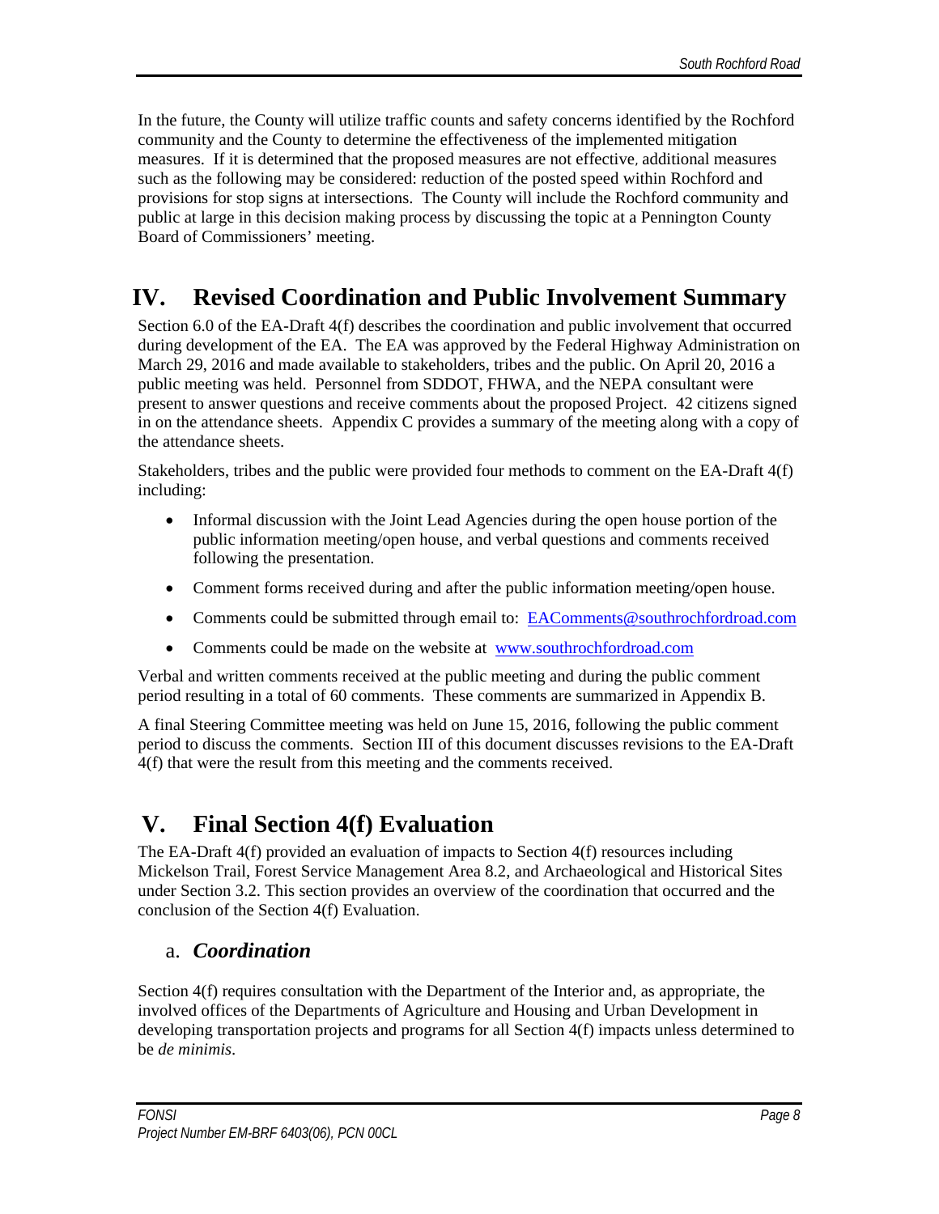In the future, the County will utilize traffic counts and safety concerns identified by the Rochford community and the County to determine the effectiveness of the implemented mitigation measures. If it is determined that the proposed measures are not effective, additional measures such as the following may be considered: reduction of the posted speed within Rochford and provisions for stop signs at intersections. The County will include the Rochford community and public at large in this decision making process by discussing the topic at a Pennington County Board of Commissioners' meeting.

# IV. Revised Coordination and Public Involvement Summary

Section 6.0 of the EA-Draft 4(f) describes the coordination and public involvement that occurred during development of the EA. The EA was approved by the Federal Highway Administration on March 29, 2016 and made available to stakeholders, tribes and the public. On April 20, 2016 a public meeting was held. Personnel from SDDOT, FHWA, and the NEPA consultant were present to answer questions and receive comments about the proposed Project. 42 citizens signed in on the attendance sheets. Appendix C provides a summary of the meeting along with a copy of the attendance sheets.

Stakeholders, tribes and the public were provided four methods to comment on the EA-Draft 4(f) including:

- Informal discussion with the Joint Lead Agencies during the open house portion of the public information meeting/open house, and verbal questions and comments received following the presentation.
- Comment forms received during and after the public information meeting/open house.
- Comments could be submitted through email to: EAComments@southrochfordroad.com
- Comments could be made on the website at www.southrochfordroad.com

Verbal and written comments received at the public meeting and during the public comment period resulting in a total of 60 comments. These comments are summarized in Appendix B.

A final Steering Committee meeting was held on June 15, 2016, following the public comment period to discuss the comments. Section III of this document discusses revisions to the EA-Draft 4(f) that were the result from this meeting and the comments received.

# V. Final Section 4(f) Evaluation

The EA-Draft 4(f) provided an evaluation of impacts to Section 4(f) resources including Mickelson Trail, Forest Service Management Area 8.2, and Archaeological and Historical Sites under Section 3.2. This section provides an overview of the coordination that occurred and the conclusion of the Section 4(f) Evaluation.

## a. *Coordination*

Section 4(f) requires consultation with the Department of the Interior and, as appropriate, the involved offices of the Departments of Agriculture and Housing and Urban Development in developing transportation projects and programs for all Section 4(f) impacts unless determined to be *de minimis*.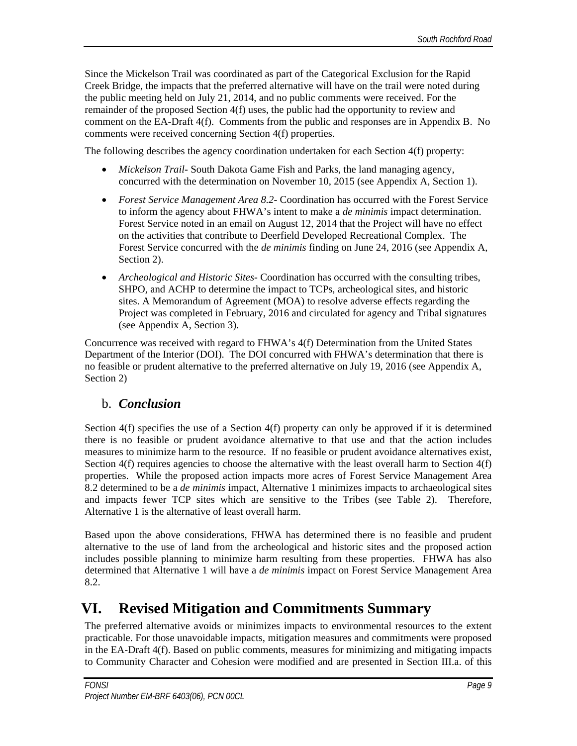Since the Mickelson Trail was coordinated as part of the Categorical Exclusion for the Rapid Creek Bridge, the impacts that the preferred alternative will have on the trail were noted during the public meeting held on July 21, 2014, and no public comments were received. For the remainder of the proposed Section 4(f) uses, the public had the opportunity to review and comment on the EA-Draft 4(f). Comments from the public and responses are in Appendix B. No comments were received concerning Section 4(f) properties.

The following describes the agency coordination undertaken for each Section 4(f) property:

- *Mickelson Trail*- South Dakota Game Fish and Parks, the land managing agency, concurred with the determination on November 10, 2015 (see Appendix A, Section 1).
- *Forest Service Management Area 8.2*- Coordination has occurred with the Forest Service to inform the agency about FHWA's intent to make a *de minimis* impact determination. Forest Service noted in an email on August 12, 2014 that the Project will have no effect on the activities that contribute to Deerfield Developed Recreational Complex. The Forest Service concurred with the *de minimis* finding on June 24, 2016 (see Appendix A, Section 2).
- *Archeological and Historic Sites*- Coordination has occurred with the consulting tribes, SHPO, and ACHP to determine the impact to TCPs, archeological sites, and historic sites. A Memorandum of Agreement (MOA) to resolve adverse effects regarding the Project was completed in February, 2016 and circulated for agency and Tribal signatures (see Appendix A, Section 3).

Concurrence was received with regard to FHWA's 4(f) Determination from the United States Department of the Interior (DOI). The DOI concurred with FHWA's determination that there is no feasible or prudent alternative to the preferred alternative on July 19, 2016 (see Appendix A, Section 2)

## b. *Conclusion*

Section 4(f) specifies the use of a Section 4(f) property can only be approved if it is determined there is no feasible or prudent avoidance alternative to that use and that the action includes measures to minimize harm to the resource. If no feasible or prudent avoidance alternatives exist, Section 4(f) requires agencies to choose the alternative with the least overall harm to Section 4(f) properties. While the proposed action impacts more acres of Forest Service Management Area 8.2 determined to be a *de minimis* impact, Alternative 1 minimizes impacts to archaeological sites and impacts fewer TCP sites which are sensitive to the Tribes (see Table 2). Therefore, Alternative 1 is the alternative of least overall harm.

Based upon the above considerations, FHWA has determined there is no feasible and prudent alternative to the use of land from the archeological and historic sites and the proposed action includes possible planning to minimize harm resulting from these properties. FHWA has also determined that Alternative 1 will have a *de minimis* impact on Forest Service Management Area 8.2.

# VI. Revised Mitigation and Commitments Summary

The preferred alternative avoids or minimizes impacts to environmental resources to the extent practicable. For those unavoidable impacts, mitigation measures and commitments were proposed in the EA-Draft 4(f). Based on public comments, measures for minimizing and mitigating impacts to Community Character and Cohesion were modified and are presented in Section III.a. of this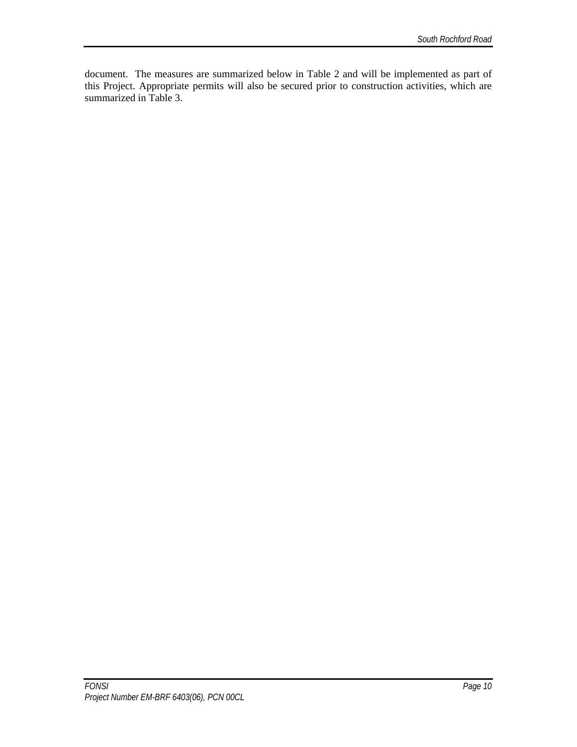document. The measures are summarized below in Table 2 and will be implemented as part of this Project. Appropriate permits will also be secured prior to construction activities, which are summarized in Table 3.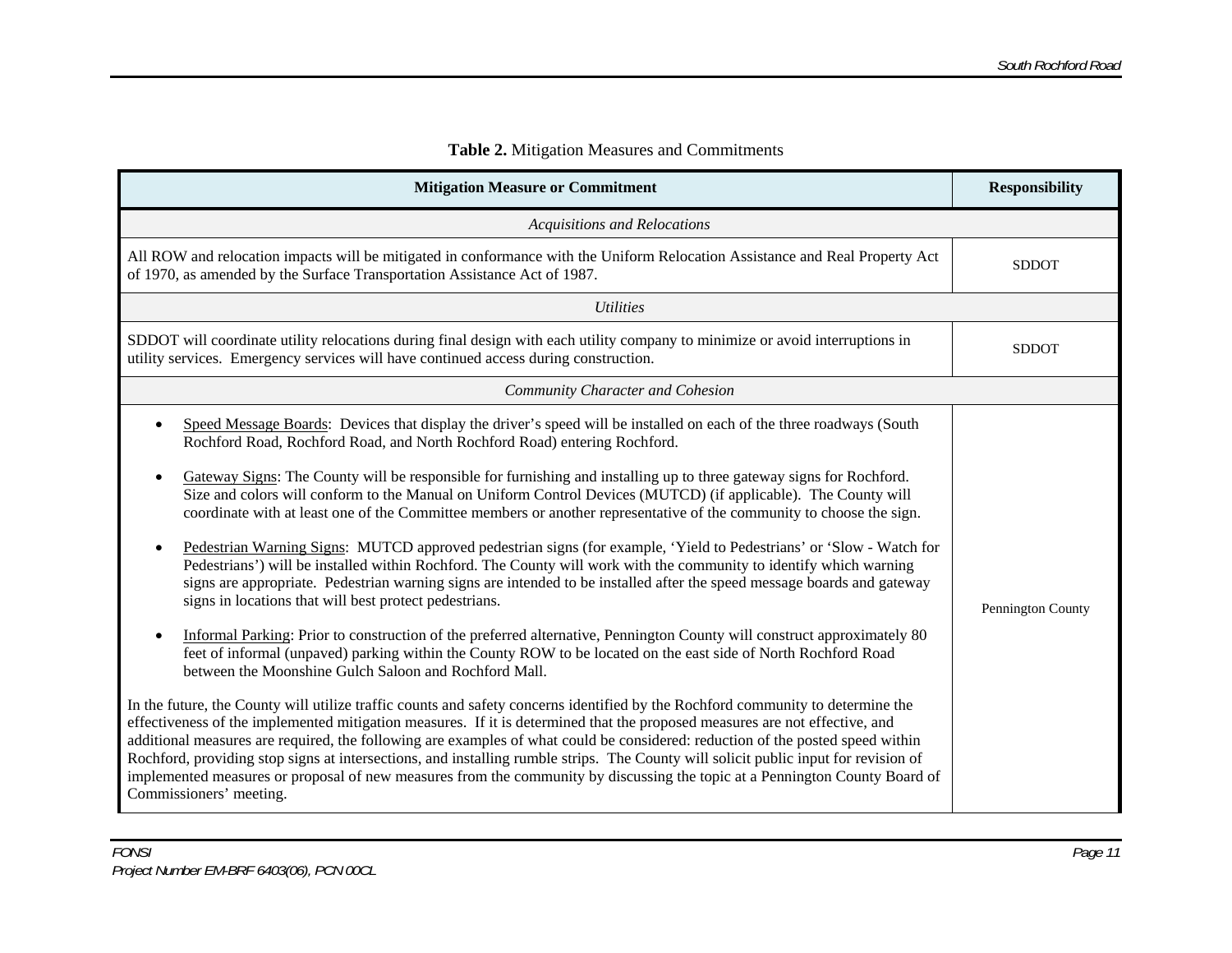**Table 2.** Mitigation Measures and Commitments

| Mitigation Measure or Commitment | Responsibility |
|---|---|
| *Acquisitions and Relocations* | |
| All ROW and relocation impacts will be mitigated in conformance with the Uniform Relocation Assistance and Real Property Act of 1970, as amended by the Surface Transportation Assistance Act of 1987. | SDDOT |
| *Utilities* | |
| SDDOT will coordinate utility relocations during final design with each utility company to minimize or avoid interruptions in utility services. Emergency services will have continued access during construction. | SDDOT |
| *Community Character and Cohesion* | |
| • Speed Message Boards: Devices that display the driver's speed will be installed on each of the three roadways (South Rochford Road, Rochford Road, and North Rochford Road) entering Rochford.<br><br>• Gateway Signs: The County will be responsible for furnishing and installing up to three gateway signs for Rochford. Size and colors will conform to the Manual on Uniform Control Devices (MUTCD) (if applicable). The County will coordinate with at least one of the Committee members or another representative of the community to choose the sign.<br><br>• Pedestrian Warning Signs: MUTCD approved pedestrian signs (for example, 'Yield to Pedestrians' or 'Slow - Watch for Pedestrians') will be installed within Rochford. The County will work with the community to identify which warning signs are appropriate. Pedestrian warning signs are intended to be installed after the speed message boards and gateway signs in locations that will best protect pedestrians.<br><br>• Informal Parking: Prior to construction of the preferred alternative, Pennington County will construct approximately 80 feet of informal (unpaved) parking within the County ROW to be located on the east side of North Rochford Road between the Moonshine Gulch Saloon and Rochford Mall.<br><br>In the future, the County will utilize traffic counts and safety concerns identified by the Rochford community to determine the effectiveness of the implemented mitigation measures. If it is determined that the proposed measures are not effective, and additional measures are required, the following are examples of what could be considered: reduction of the posted speed within Rochford, providing stop signs at intersections, and installing rumble strips. The County will solicit public input for revision of implemented measures or proposal of new measures from the community by discussing the topic at a Pennington County Board of Commissioners' meeting. | Pennington County |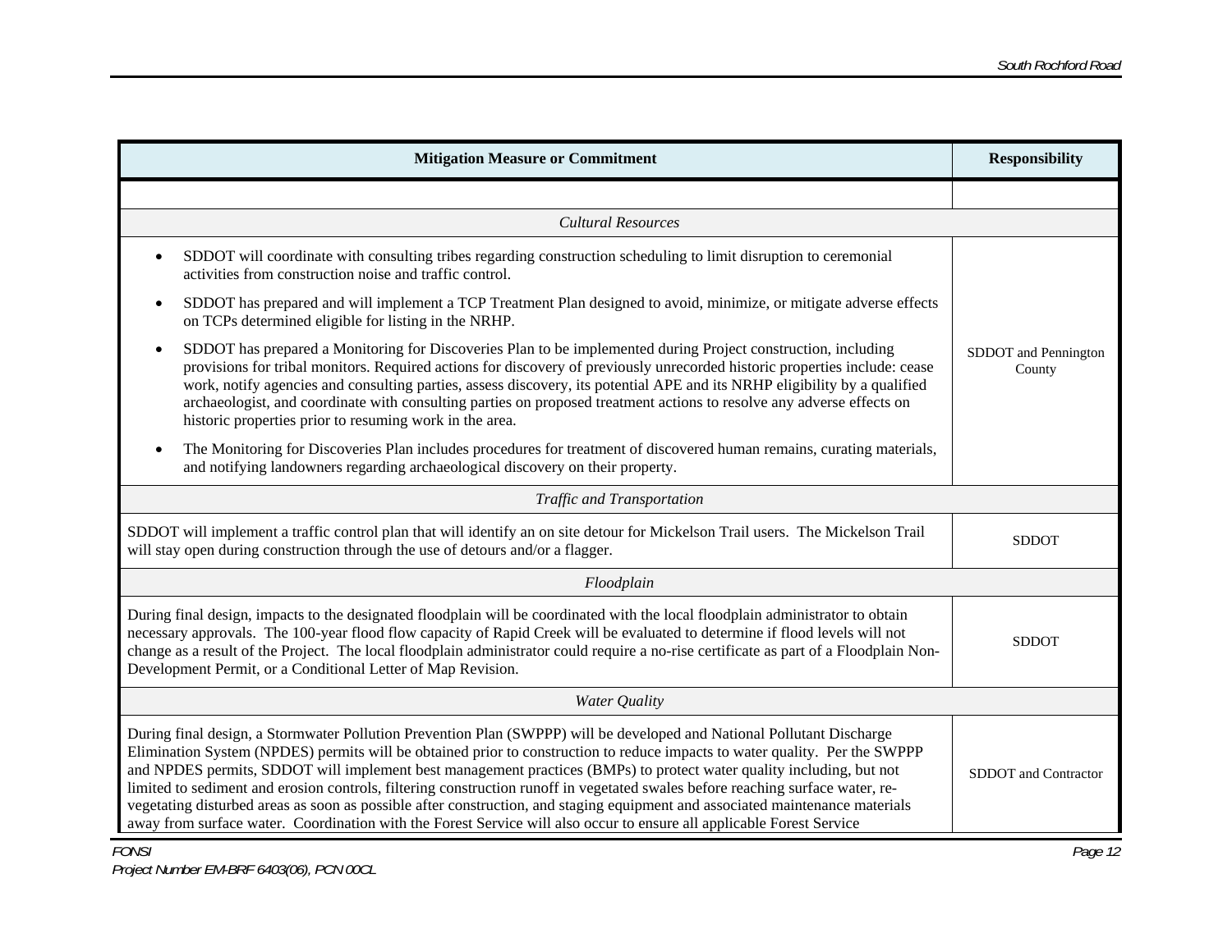| Mitigation Measure or Commitment | Responsibility |
|---|---|
| | |
| *Cultural Resources* | |
| • SDDOT will coordinate with consulting tribes regarding construction scheduling to limit disruption to ceremonial activities from construction noise and traffic control.<br>• SDDOT has prepared and will implement a TCP Treatment Plan designed to avoid, minimize, or mitigate adverse effects on TCPs determined eligible for listing in the NRHP.<br>• SDDOT has prepared a Monitoring for Discoveries Plan to be implemented during Project construction, including provisions for tribal monitors. Required actions for discovery of previously unrecorded historic properties include: cease work, notify agencies and consulting parties, assess discovery, its potential APE and its NRHP eligibility by a qualified archaeologist, and coordinate with consulting parties on proposed treatment actions to resolve any adverse effects on historic properties prior to resuming work in the area.<br>• The Monitoring for Discoveries Plan includes procedures for treatment of discovered human remains, curating materials, and notifying landowners regarding archaeological discovery on their property. | SDDOT and Pennington County |
| *Traffic and Transportation* | |
| SDDOT will implement a traffic control plan that will identify an on site detour for Mickelson Trail users. The Mickelson Trail will stay open during construction through the use of detours and/or a flagger. | SDDOT |
| *Floodplain* | |
| During final design, impacts to the designated floodplain will be coordinated with the local floodplain administrator to obtain necessary approvals. The 100-year flood flow capacity of Rapid Creek will be evaluated to determine if flood levels will not change as a result of the Project. The local floodplain administrator could require a no-rise certificate as part of a Floodplain Non-Development Permit, or a Conditional Letter of Map Revision. | SDDOT |
| *Water Quality* | |
| During final design, a Stormwater Pollution Prevention Plan (SWPPP) will be developed and National Pollutant Discharge Elimination System (NPDES) permits will be obtained prior to construction to reduce impacts to water quality. Per the SWPPP and NPDES permits, SDDOT will implement best management practices (BMPs) to protect water quality including, but not limited to sediment and erosion controls, filtering construction runoff in vegetated swales before reaching surface water, re-vegetating disturbed areas as soon as possible after construction, and staging equipment and associated maintenance materials away from surface water. Coordination with the Forest Service will also occur to ensure all applicable Forest Service | SDDOT and Contractor |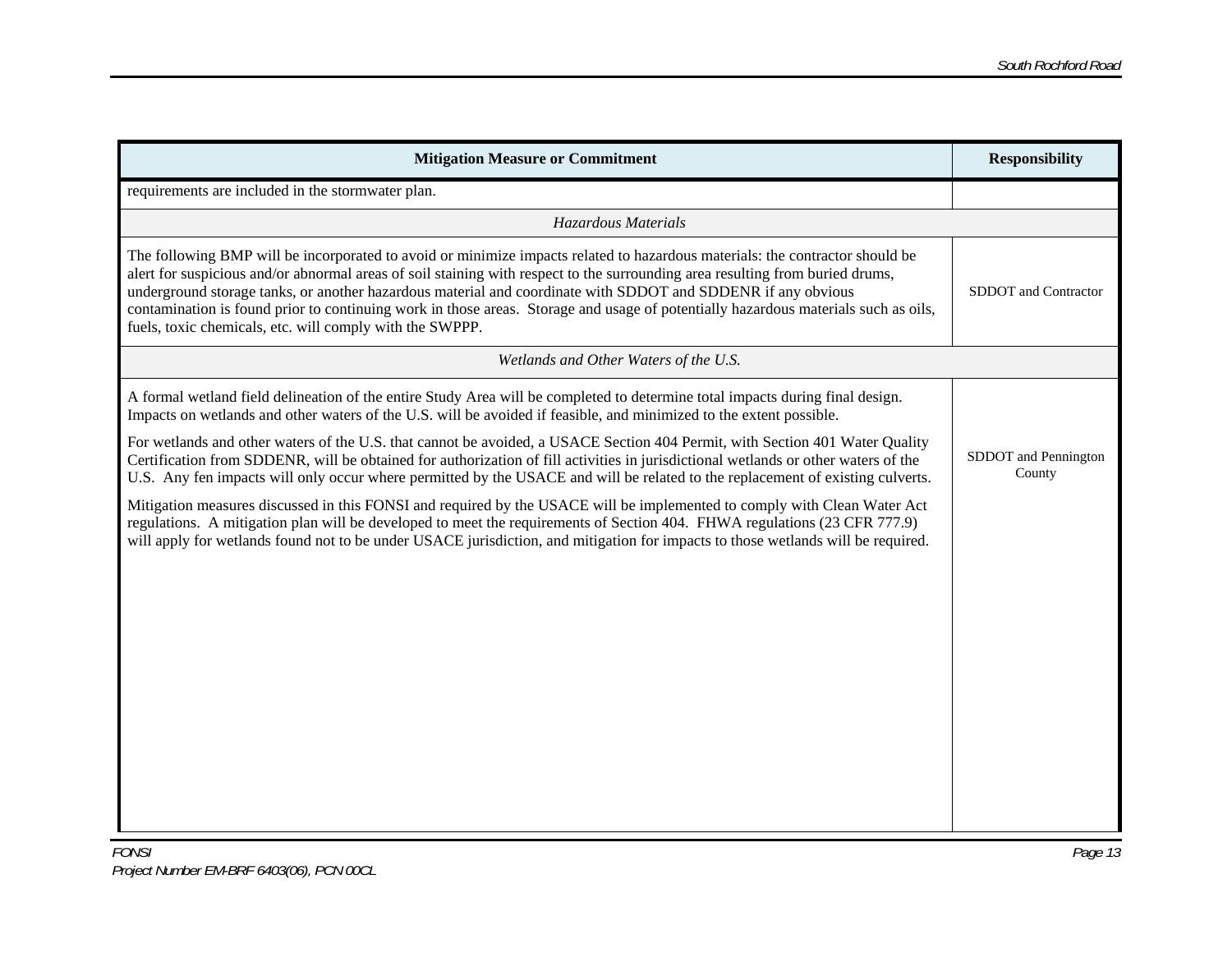| Mitigation Measure or Commitment | Responsibility |
| --- | --- |
| requirements are included in the stormwater plan. | |
| *Hazardous Materials* | |
| The following BMP will be incorporated to avoid or minimize impacts related to hazardous materials: the contractor should be alert for suspicious and/or abnormal areas of soil staining with respect to the surrounding area resulting from buried drums, underground storage tanks, or another hazardous material and coordinate with SDDOT and SDDENR if any obvious contamination is found prior to continuing work in those areas. Storage and usage of potentially hazardous materials such as oils, fuels, toxic chemicals, etc. will comply with the SWPPP. | SDDOT and Contractor |
| *Wetlands and Other Waters of the U.S.* | |
| A formal wetland field delineation of the entire Study Area will be completed to determine total impacts during final design. Impacts on wetlands and other waters of the U.S. will be avoided if feasible, and minimized to the extent possible.<br><br>For wetlands and other waters of the U.S. that cannot be avoided, a USACE Section 404 Permit, with Section 401 Water Quality Certification from SDDENR, will be obtained for authorization of fill activities in jurisdictional wetlands or other waters of the U.S. Any fen impacts will only occur where permitted by the USACE and will be related to the replacement of existing culverts.<br><br>Mitigation measures discussed in this FONSI and required by the USACE will be implemented to comply with Clean Water Act regulations. A mitigation plan will be developed to meet the requirements of Section 404. FHWA regulations (23 CFR 777.9) will apply for wetlands found not to be under USACE jurisdiction, and mitigation for impacts to those wetlands will be required. | SDDOT and Pennington County |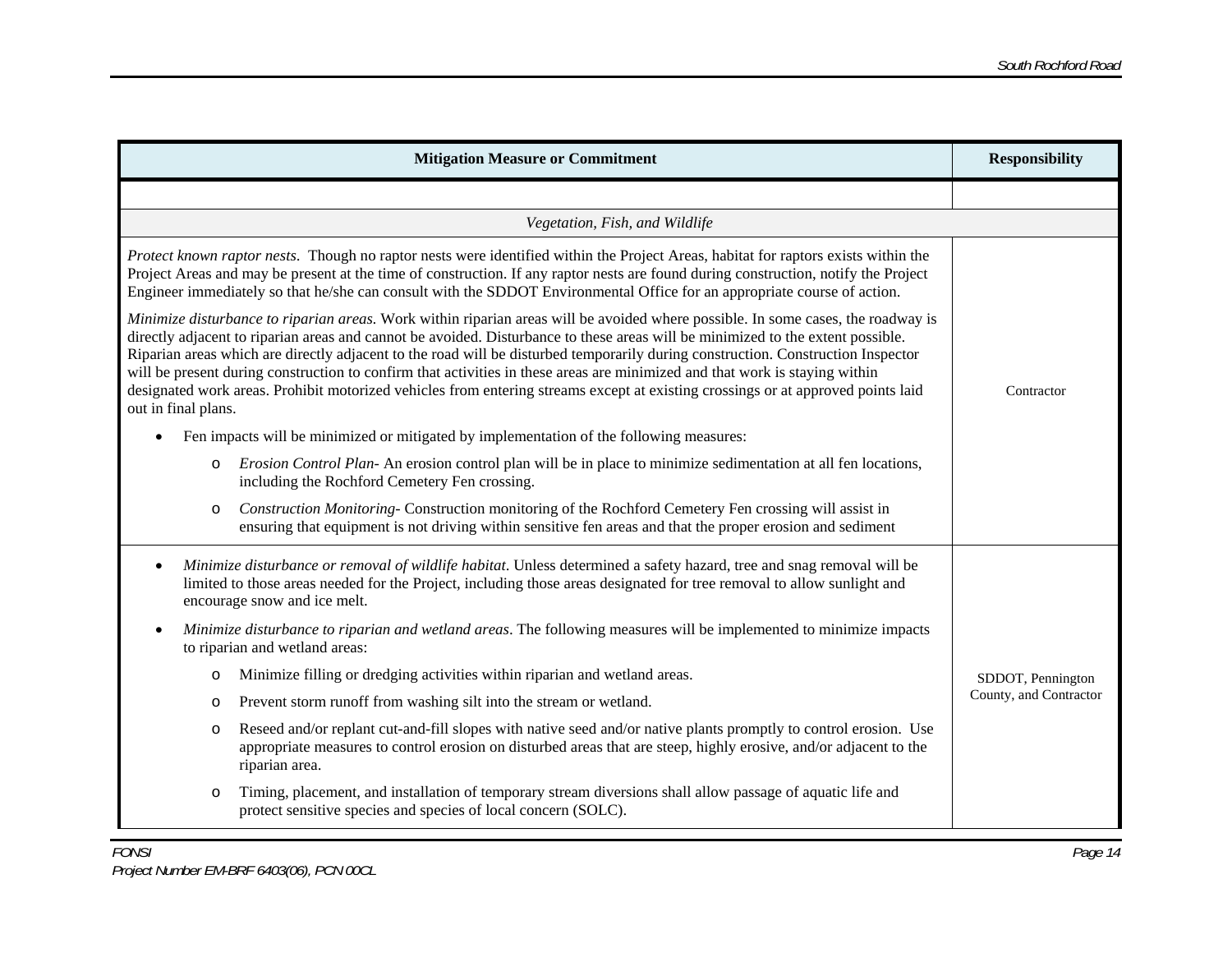| Mitigation Measure or Commitment | Responsibility |
|---|---|
| | |
| *Vegetation, Fish, and Wildlife* | |
| *Protect known raptor nests*. Though no raptor nests were identified within the Project Areas, habitat for raptors exists within the Project Areas and may be present at the time of construction. If any raptor nests are found during construction, notify the Project Engineer immediately so that he/she can consult with the SDDOT Environmental Office for an appropriate course of action.<br><br>*Minimize disturbance to riparian areas.* Work within riparian areas will be avoided where possible. In some cases, the roadway is directly adjacent to riparian areas and cannot be avoided. Disturbance to these areas will be minimized to the extent possible. Riparian areas which are directly adjacent to the road will be disturbed temporarily during construction. Construction Inspector will be present during construction to confirm that activities in these areas are minimized and that work is staying within designated work areas. Prohibit motorized vehicles from entering streams except at existing crossings or at approved points laid out in final plans.<br><br>• Fen impacts will be minimized or mitigated by implementation of the following measures:<br>  ○ *Erosion Control Plan*- An erosion control plan will be in place to minimize sedimentation at all fen locations, including the Rochford Cemetery Fen crossing.<br>  ○ *Construction Monitoring*- Construction monitoring of the Rochford Cemetery Fen crossing will assist in ensuring that equipment is not driving within sensitive fen areas and that the proper erosion and sediment | Contractor |
| • *Minimize disturbance or removal of wildlife habitat*. Unless determined a safety hazard, tree and snag removal will be limited to those areas needed for the Project, including those areas designated for tree removal to allow sunlight and encourage snow and ice melt.<br><br>• *Minimize disturbance to riparian and wetland areas*. The following measures will be implemented to minimize impacts to riparian and wetland areas:<br>  ○ Minimize filling or dredging activities within riparian and wetland areas.<br>  ○ Prevent storm runoff from washing silt into the stream or wetland.<br>  ○ Reseed and/or replant cut-and-fill slopes with native seed and/or native plants promptly to control erosion. Use appropriate measures to control erosion on disturbed areas that are steep, highly erosive, and/or adjacent to the riparian area.<br>  ○ Timing, placement, and installation of temporary stream diversions shall allow passage of aquatic life and protect sensitive species and species of local concern (SOLC). | SDDOT, Pennington County, and Contractor |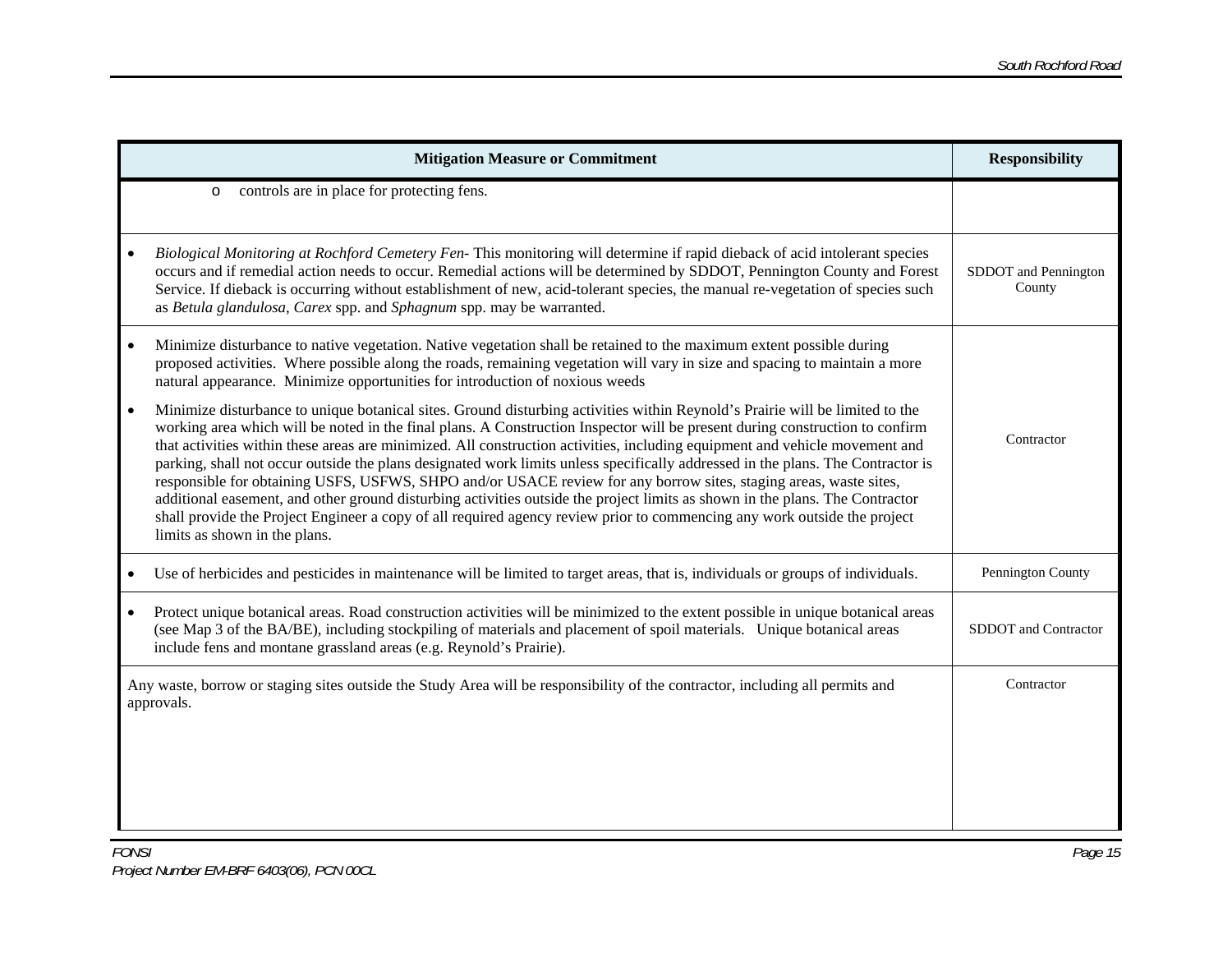| Mitigation Measure or Commitment | Responsibility |
|---|---|
| o controls are in place for protecting fens. | |
| • *Biological Monitoring at Rochford Cemetery Fen-* This monitoring will determine if rapid dieback of acid intolerant species occurs and if remedial action needs to occur. Remedial actions will be determined by SDDOT, Pennington County and Forest Service. If dieback is occurring without establishment of new, acid-tolerant species, the manual re-vegetation of species such as *Betula glandulosa*, *Carex* spp. and *Sphagnum* spp. may be warranted. | SDDOT and Pennington County |
| • Minimize disturbance to native vegetation. Native vegetation shall be retained to the maximum extent possible during proposed activities. Where possible along the roads, remaining vegetation will vary in size and spacing to maintain a more natural appearance. Minimize opportunities for introduction of noxious weeds<br>• Minimize disturbance to unique botanical sites. Ground disturbing activities within Reynold's Prairie will be limited to the working area which will be noted in the final plans. A Construction Inspector will be present during construction to confirm that activities within these areas are minimized. All construction activities, including equipment and vehicle movement and parking, shall not occur outside the plans designated work limits unless specifically addressed in the plans. The Contractor is responsible for obtaining USFS, USFWS, SHPO and/or USACE review for any borrow sites, staging areas, waste sites, additional easement, and other ground disturbing activities outside the project limits as shown in the plans. The Contractor shall provide the Project Engineer a copy of all required agency review prior to commencing any work outside the project limits as shown in the plans. | Contractor |
| • Use of herbicides and pesticides in maintenance will be limited to target areas, that is, individuals or groups of individuals. | Pennington County |
| • Protect unique botanical areas. Road construction activities will be minimized to the extent possible in unique botanical areas (see Map 3 of the BA/BE), including stockpiling of materials and placement of spoil materials. Unique botanical areas include fens and montane grassland areas (e.g. Reynold's Prairie). | SDDOT and Contractor |
| Any waste, borrow or staging sites outside the Study Area will be responsibility of the contractor, including all permits and approvals. | Contractor |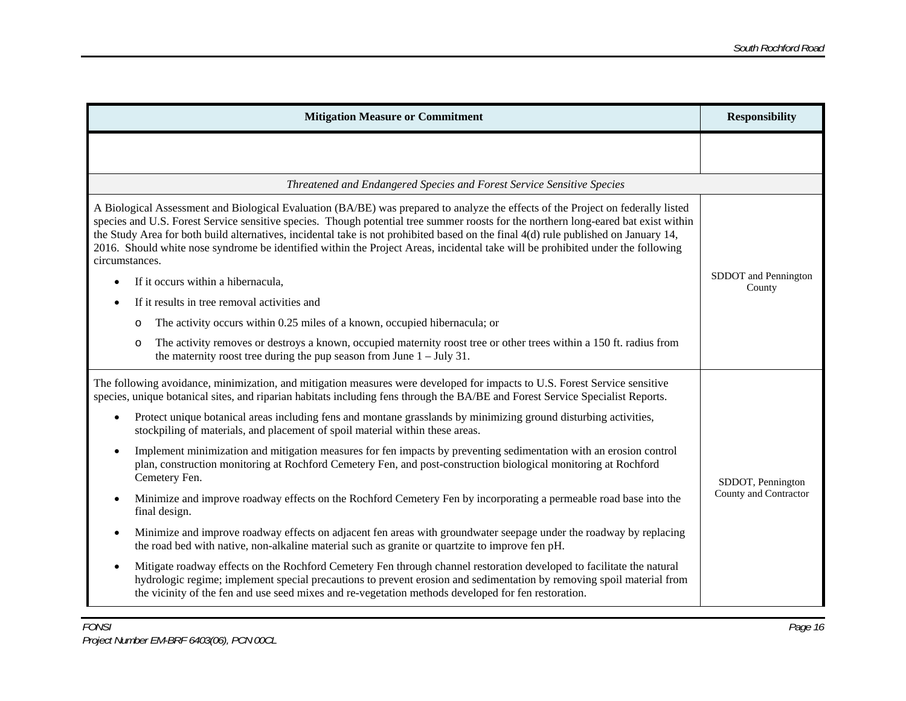| Mitigation Measure or Commitment | Responsibility |
|---|---|
| | |
| *Threatened and Endangered Species and Forest Service Sensitive Species* | |
| A Biological Assessment and Biological Evaluation (BA/BE) was prepared to analyze the effects of the Project on federally listed species and U.S. Forest Service sensitive species. Though potential tree summer roosts for the northern long-eared bat exist within the Study Area for both build alternatives, incidental take is not prohibited based on the final 4(d) rule published on January 14, 2016. Should white nose syndrome be identified within the Project Areas, incidental take will be prohibited under the following circumstances.<br>• If it occurs within a hibernacula,<br>• If it results in tree removal activities and<br>  o The activity occurs within 0.25 miles of a known, occupied hibernacula; or<br>  o The activity removes or destroys a known, occupied maternity roost tree or other trees within a 150 ft. radius from the maternity roost tree during the pup season from June 1 – July 31. | SDDOT and Pennington County |
| The following avoidance, minimization, and mitigation measures were developed for impacts to U.S. Forest Service sensitive species, unique botanical sites, and riparian habitats including fens through the BA/BE and Forest Service Specialist Reports.<br>• Protect unique botanical areas including fens and montane grasslands by minimizing ground disturbing activities, stockpiling of materials, and placement of spoil material within these areas.<br>• Implement minimization and mitigation measures for fen impacts by preventing sedimentation with an erosion control plan, construction monitoring at Rochford Cemetery Fen, and post-construction biological monitoring at Rochford Cemetery Fen.<br>• Minimize and improve roadway effects on the Rochford Cemetery Fen by incorporating a permeable road base into the final design.<br>• Minimize and improve roadway effects on adjacent fen areas with groundwater seepage under the roadway by replacing the road bed with native, non-alkaline material such as granite or quartzite to improve fen pH.<br>• Mitigate roadway effects on the Rochford Cemetery Fen through channel restoration developed to facilitate the natural hydrologic regime; implement special precautions to prevent erosion and sedimentation by removing spoil material from the vicinity of the fen and use seed mixes and re-vegetation methods developed for fen restoration. | SDDOT, Pennington County and Contractor |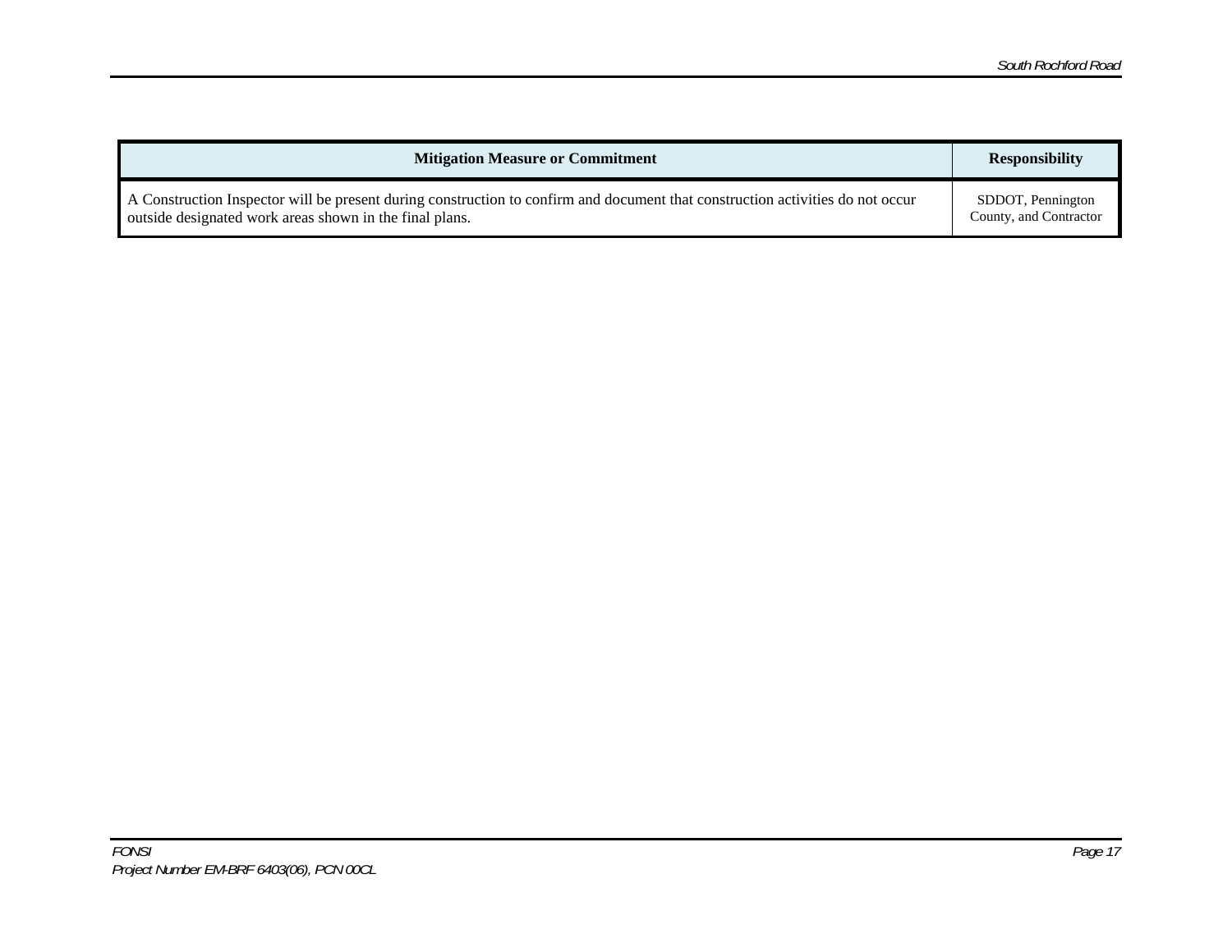| Mitigation Measure or Commitment | Responsibility |
| --- | --- |
| A Construction Inspector will be present during construction to confirm and document that construction activities do not occur outside designated work areas shown in the final plans. | SDDOT, Pennington County, and Contractor |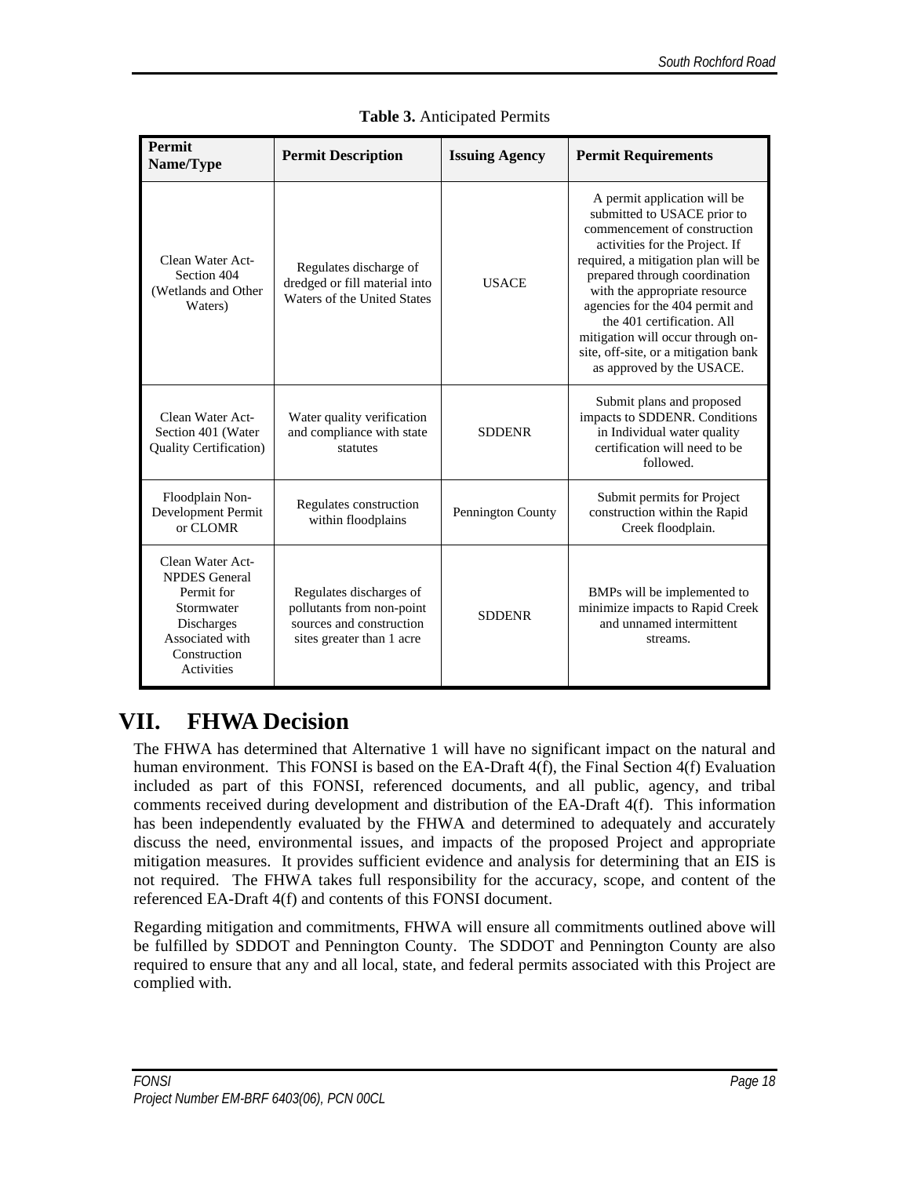**Table 3.** Anticipated Permits

| Permit Name/Type | Permit Description | Issuing Agency | Permit Requirements |
|---|---|---|---|
| Clean Water Act- Section 404 (Wetlands and Other Waters) | Regulates discharge of dredged or fill material into Waters of the United States | USACE | A permit application will be submitted to USACE prior to commencement of construction activities for the Project. If required, a mitigation plan will be prepared through coordination with the appropriate resource agencies for the 404 permit and the 401 certification. All mitigation will occur through on-site, off-site, or a mitigation bank as approved by the USACE. |
| Clean Water Act- Section 401 (Water Quality Certification) | Water quality verification and compliance with state statutes | SDDENR | Submit plans and proposed impacts to SDDENR. Conditions in Individual water quality certification will need to be followed. |
| Floodplain Non-Development Permit or CLOMR | Regulates construction within floodplains | Pennington County | Submit permits for Project construction within the Rapid Creek floodplain. |
| Clean Water Act- NPDES General Permit for Stormwater Discharges Associated with Construction Activities | Regulates discharges of pollutants from non-point sources and construction sites greater than 1 acre | SDDENR | BMPs will be implemented to minimize impacts to Rapid Creek and unnamed intermittent streams. |

# VII. FHWA Decision

The FHWA has determined that Alternative 1 will have no significant impact on the natural and human environment. This FONSI is based on the EA-Draft 4(f), the Final Section 4(f) Evaluation included as part of this FONSI, referenced documents, and all public, agency, and tribal comments received during development and distribution of the EA-Draft 4(f). This information has been independently evaluated by the FHWA and determined to adequately and accurately discuss the need, environmental issues, and impacts of the proposed Project and appropriate mitigation measures. It provides sufficient evidence and analysis for determining that an EIS is not required. The FHWA takes full responsibility for the accuracy, scope, and content of the referenced EA-Draft 4(f) and contents of this FONSI document.

Regarding mitigation and commitments, FHWA will ensure all commitments outlined above will be fulfilled by SDDOT and Pennington County. The SDDOT and Pennington County are also required to ensure that any and all local, state, and federal permits associated with this Project are complied with.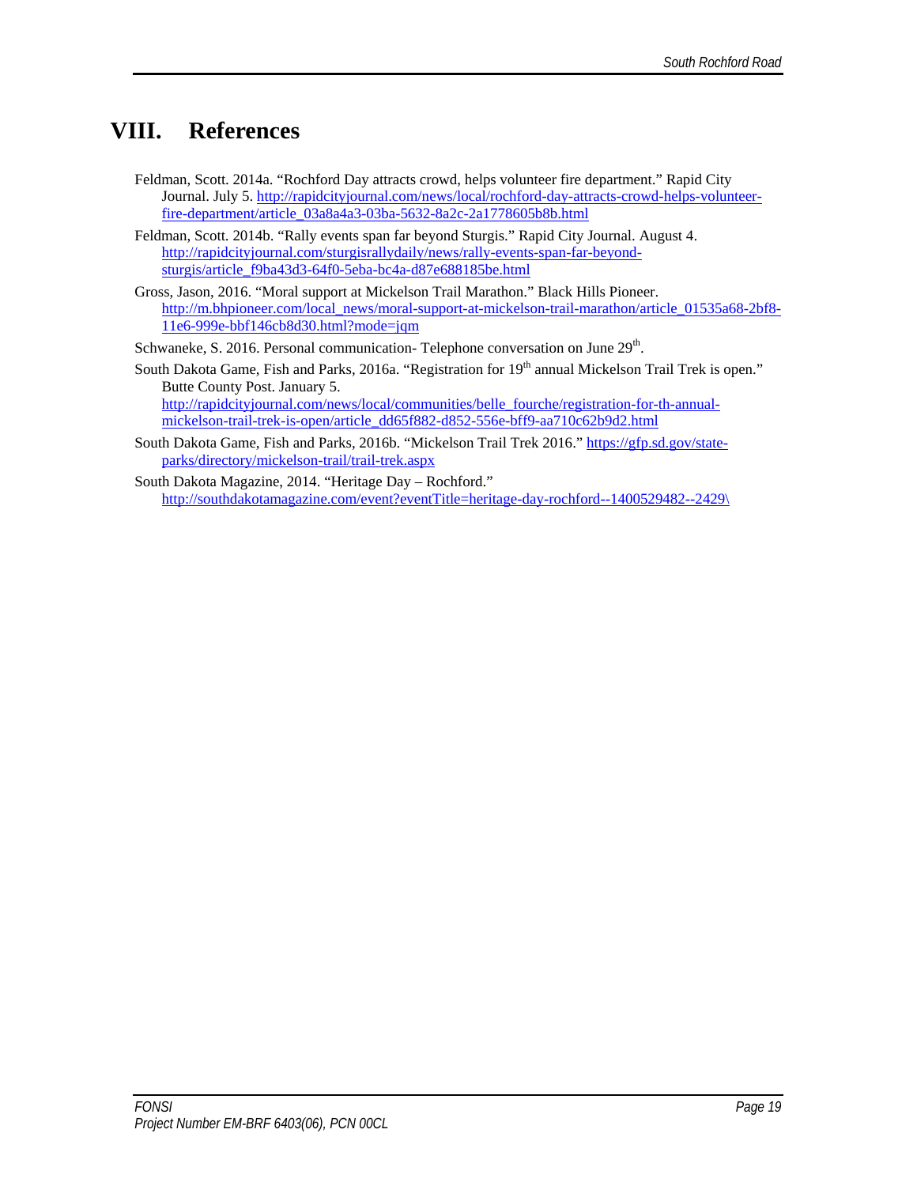# VIII. References

Feldman, Scott. 2014a. "Rochford Day attracts crowd, helps volunteer fire department." Rapid City Journal. July 5. http://rapidcityjournal.com/news/local/rochford-day-attracts-crowd-helps-volunteer-fire-department/article_03a8a4a3-03ba-5632-8a2c-2a1778605b8b.html

Feldman, Scott. 2014b. "Rally events span far beyond Sturgis." Rapid City Journal. August 4. http://rapidcityjournal.com/sturgisrallydaily/news/rally-events-span-far-beyond-sturgis/article_f9ba43d3-64f0-5eba-bc4a-d87e688185be.html

Gross, Jason, 2016. "Moral support at Mickelson Trail Marathon." Black Hills Pioneer. http://m.bhpioneer.com/local_news/moral-support-at-mickelson-trail-marathon/article_01535a68-2bf8-11e6-999e-bbf146cb8d30.html?mode=jqm

Schwaneke, S. 2016. Personal communication- Telephone conversation on June 29th.

South Dakota Game, Fish and Parks, 2016a. "Registration for 19th annual Mickelson Trail Trek is open." Butte County Post. January 5. http://rapidcityjournal.com/news/local/communities/belle_fourche/registration-for-th-annual-mickelson-trail-trek-is-open/article_dd65f882-d852-556e-bff9-aa710c62b9d2.html

South Dakota Game, Fish and Parks, 2016b. "Mickelson Trail Trek 2016." https://gfp.sd.gov/state-parks/directory/mickelson-trail/trail-trek.aspx

South Dakota Magazine, 2014. "Heritage Day – Rochford." http://southdakotamagazine.com/event?eventTitle=heritage-day-rochford--1400529482--2429\